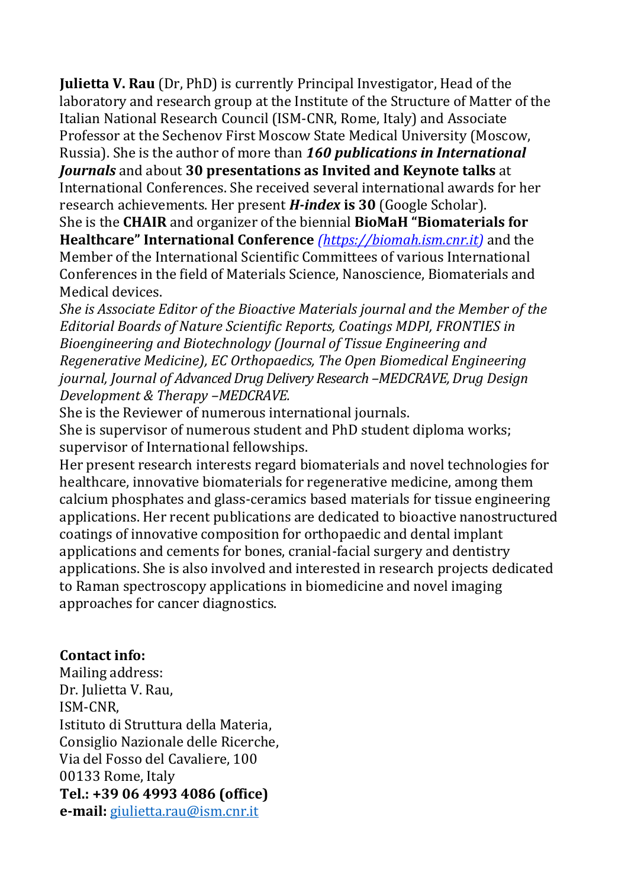**Julietta V. Rau** (Dr, PhD) is currently Principal Investigator, Head of the laboratory and research group at the Institute of the Structure of Matter of the Italian National Research Council (ISM-CNR, Rome, Italy) and Associate Professor at the Sechenov First Moscow State Medical University (Moscow, Russia). She is the author of more than ***160 publications in International Journals*** and about **30 presentations as Invited and Keynote talks** at International Conferences. She received several international awards for her research achievements. Her present ***H-index*** **is 30** (Google Scholar).
She is the **CHAIR** and organizer of the biennial **BioMaH "Biomaterials for Healthcare" International Conference** *(https://biomah.ism.cnr.it)* and the Member of the International Scientific Committees of various International Conferences in the field of Materials Science, Nanoscience, Biomaterials and Medical devices.
*She is Associate Editor of the Bioactive Materials journal and the Member of the Editorial Boards of Nature Scientific Reports, Coatings MDPI, FRONTIES in Bioengineering and Biotechnology (Journal of Tissue Engineering and Regenerative Medicine), EC Orthopaedics, The Open Biomedical Engineering journal, Journal of Advanced Drug Delivery Research –MEDCRAVE, Drug Design Development & Therapy –MEDCRAVE.*
She is the Reviewer of numerous international journals.
She is supervisor of numerous student and PhD student diploma works; supervisor of International fellowships.
Her present research interests regard biomaterials and novel technologies for healthcare, innovative biomaterials for regenerative medicine, among them calcium phosphates and glass-ceramics based materials for tissue engineering applications. Her recent publications are dedicated to bioactive nanostructured coatings of innovative composition for orthopaedic and dental implant applications and cements for bones, cranial-facial surgery and dentistry applications. She is also involved and interested in research projects dedicated to Raman spectroscopy applications in biomedicine and novel imaging approaches for cancer diagnostics.

**Contact info:**
Mailing address:
Dr. Julietta V. Rau,
ISM-CNR,
Istituto di Struttura della Materia,
Consiglio Nazionale delle Ricerche,
Via del Fosso del Cavaliere, 100
00133 Rome, Italy
**Tel.: +39 06 4993 4086 (office)**
**e-mail:** giulietta.rau@ism.cnr.it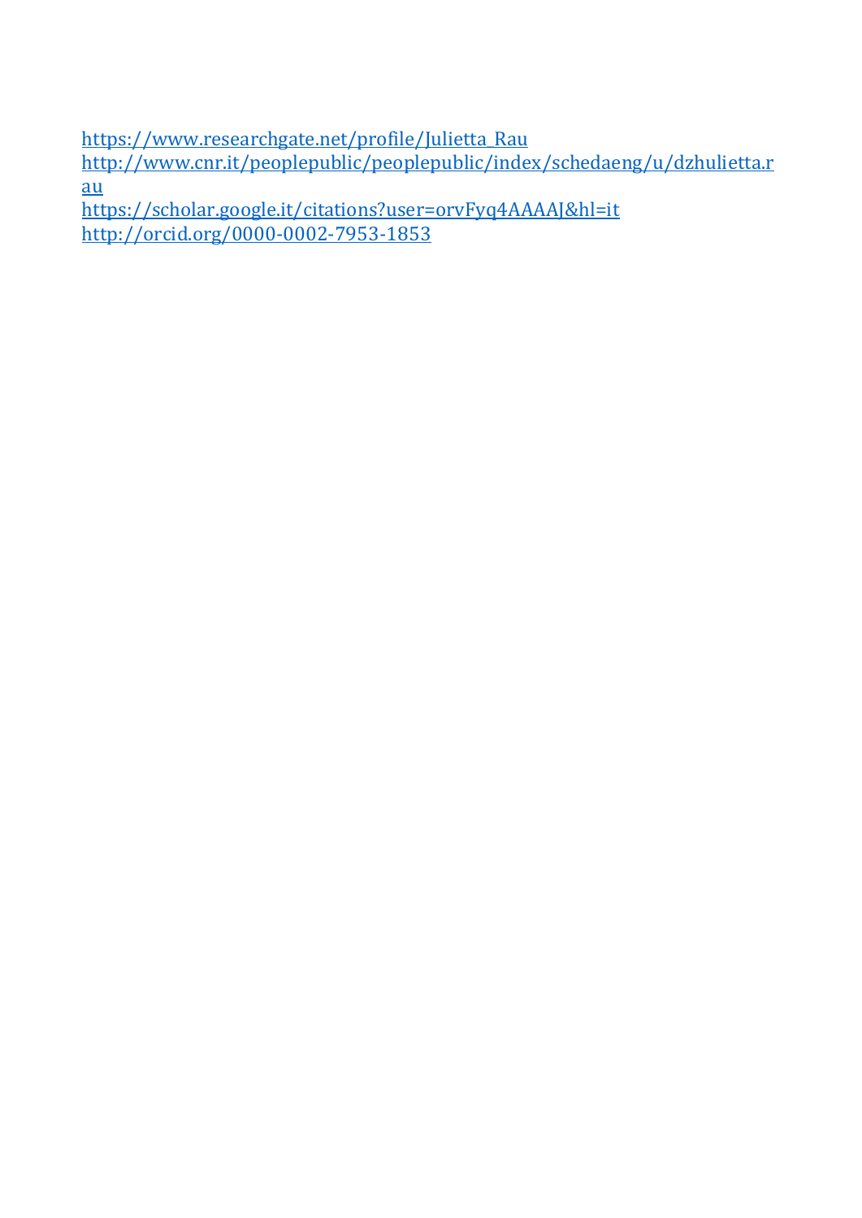https://www.researchgate.net/profile/Julietta_Rau
http://www.cnr.it/peoplepublic/peoplepublic/index/schedaeng/u/dzhulietta.rau
https://scholar.google.it/citations?user=orvFyq4AAAAJ&hl=it
http://orcid.org/0000-0002-7953-1853